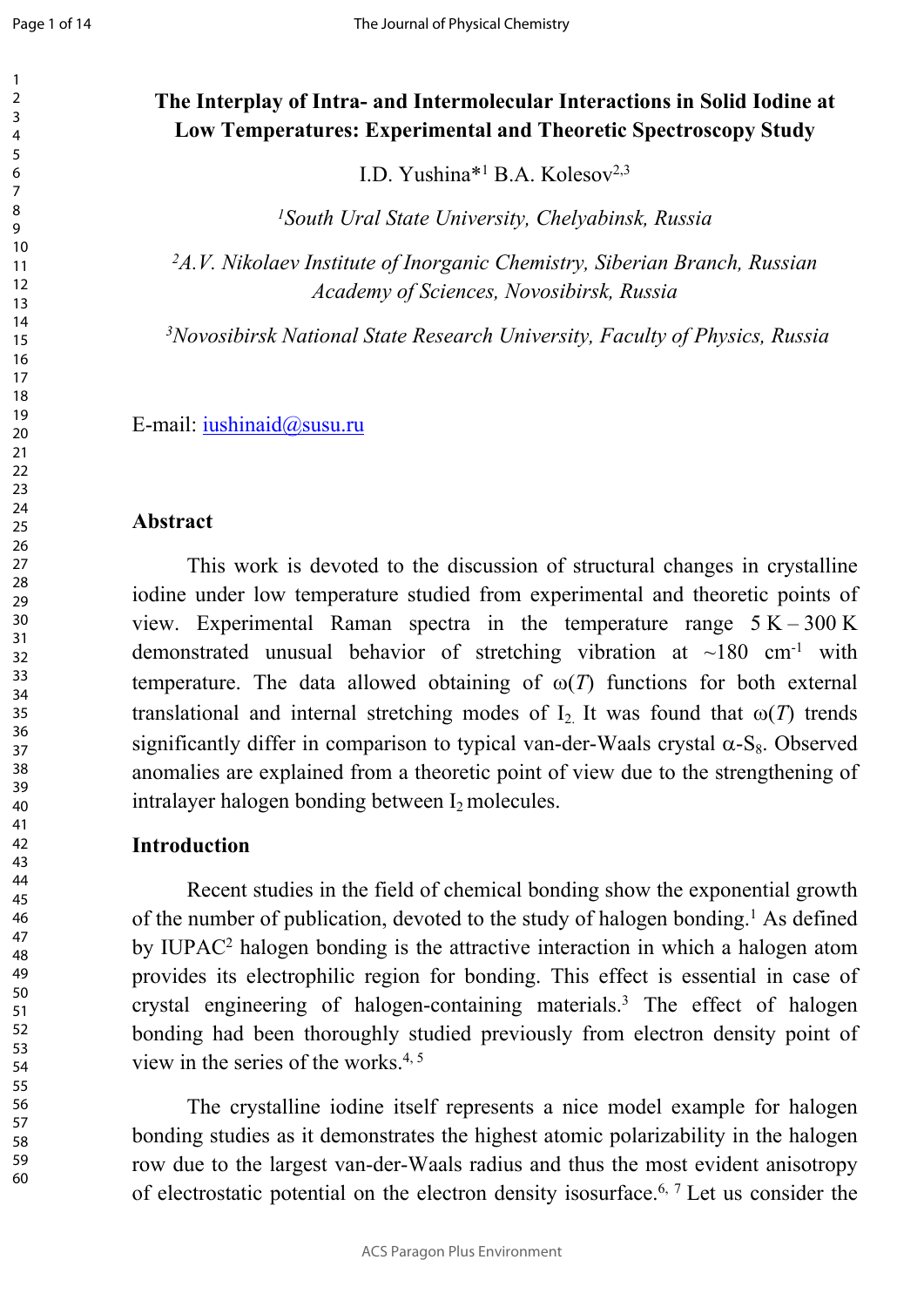# The Interplay of Intra- and Intermolecular Interactions in Solid Iodine at Low Temperatures: Experimental and Theoretic Spectroscopy Study

I.D. Yushina*[1] B.A. Kolesov[2,3]

[1]*South Ural State University, Chelyabinsk, Russia*

[2]*A.V. Nikolaev Institute of Inorganic Chemistry, Siberian Branch, Russian Academy of Sciences, Novosibirsk, Russia*

[3]*Novosibirsk National State Research University, Faculty of Physics, Russia*

E-mail: iushinaid@susu.ru

## Abstract

This work is devoted to the discussion of structural changes in crystalline iodine under low temperature studied from experimental and theoretic points of view. Experimental Raman spectra in the temperature range 5 K – 300 K demonstrated unusual behavior of stretching vibration at ~180 cm$^{-1}$ with temperature. The data allowed obtaining of $\omega(T)$ functions for both external translational and internal stretching modes of $I_2$. It was found that $\omega(T)$ trends significantly differ in comparison to typical van-der-Waals crystal $\alpha$-$S_8$. Observed anomalies are explained from a theoretic point of view due to the strengthening of intralayer halogen bonding between $I_2$ molecules.

## Introduction

Recent studies in the field of chemical bonding show the exponential growth of the number of publication, devoted to the study of halogen bonding.[1] As defined by IUPAC[2] halogen bonding is the attractive interaction in which a halogen atom provides its electrophilic region for bonding. This effect is essential in case of crystal engineering of halogen-containing materials.[3] The effect of halogen bonding had been thoroughly studied previously from electron density point of view in the series of the works.[4, 5]

The crystalline iodine itself represents a nice model example for halogen bonding studies as it demonstrates the highest atomic polarizability in the halogen row due to the largest van-der-Waals radius and thus the most evident anisotropy of electrostatic potential on the electron density isosurface.[6, 7] Let us consider the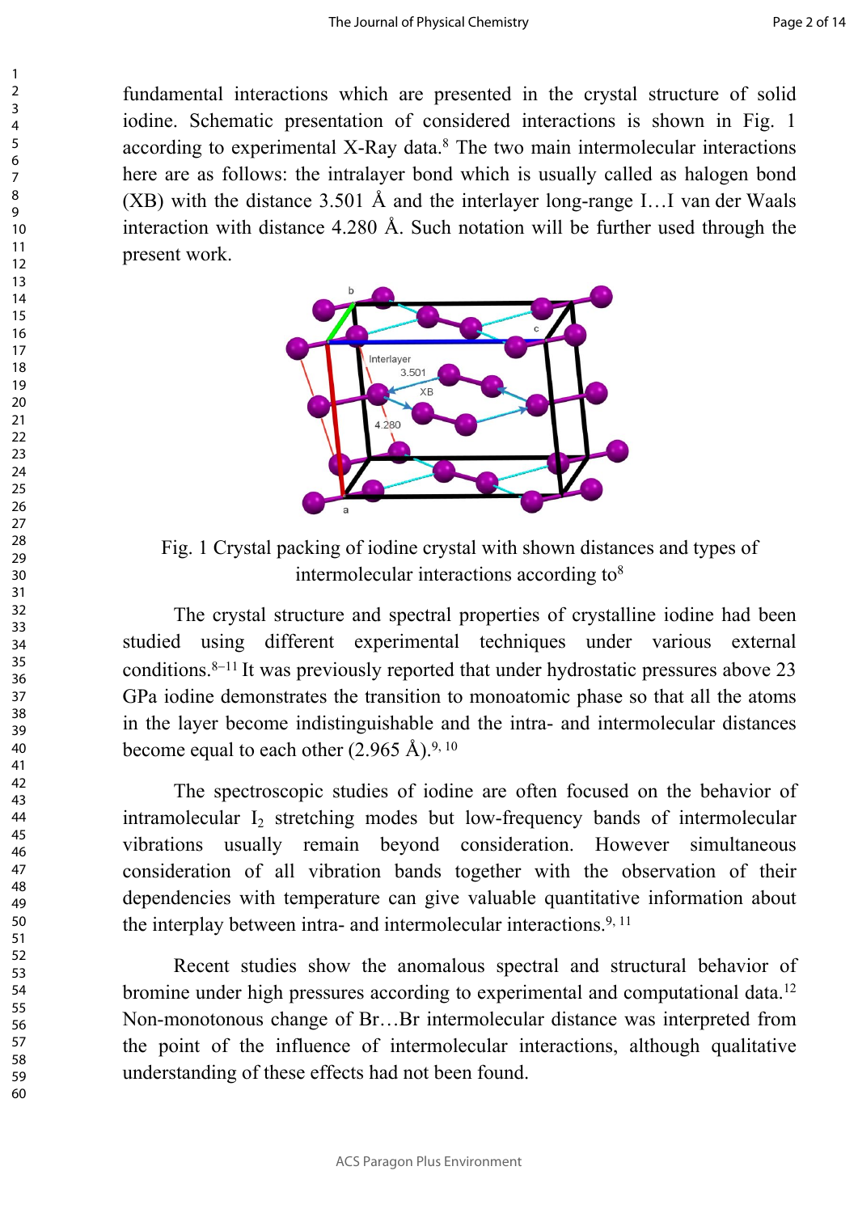fundamental interactions which are presented in the crystal structure of solid iodine. Schematic presentation of considered interactions is shown in Fig. 1 according to experimental X-Ray data.[8] The two main intermolecular interactions here are as follows: the intralayer bond which is usually called as halogen bond (XB) with the distance 3.501 Å and the interlayer long-range I…I van der Waals interaction with distance 4.280 Å. Such notation will be further used through the present work.

Fig. 1 Crystal packing of iodine crystal with shown distances and types of intermolecular interactions according to[8]

The crystal structure and spectral properties of crystalline iodine had been studied using different experimental techniques under various external conditions.[8–11] It was previously reported that under hydrostatic pressures above 23 GPa iodine demonstrates the transition to monoatomic phase so that all the atoms in the layer become indistinguishable and the intra- and intermolecular distances become equal to each other (2.965 Å).[9, 10]

The spectroscopic studies of iodine are often focused on the behavior of intramolecular $I_2$ stretching modes but low-frequency bands of intermolecular vibrations usually remain beyond consideration. However simultaneous consideration of all vibration bands together with the observation of their dependencies with temperature can give valuable quantitative information about the interplay between intra- and intermolecular interactions.[9, 11]

Recent studies show the anomalous spectral and structural behavior of bromine under high pressures according to experimental and computational data.[12] Non-monotonous change of Br…Br intermolecular distance was interpreted from the point of the influence of intermolecular interactions, although qualitative understanding of these effects had not been found.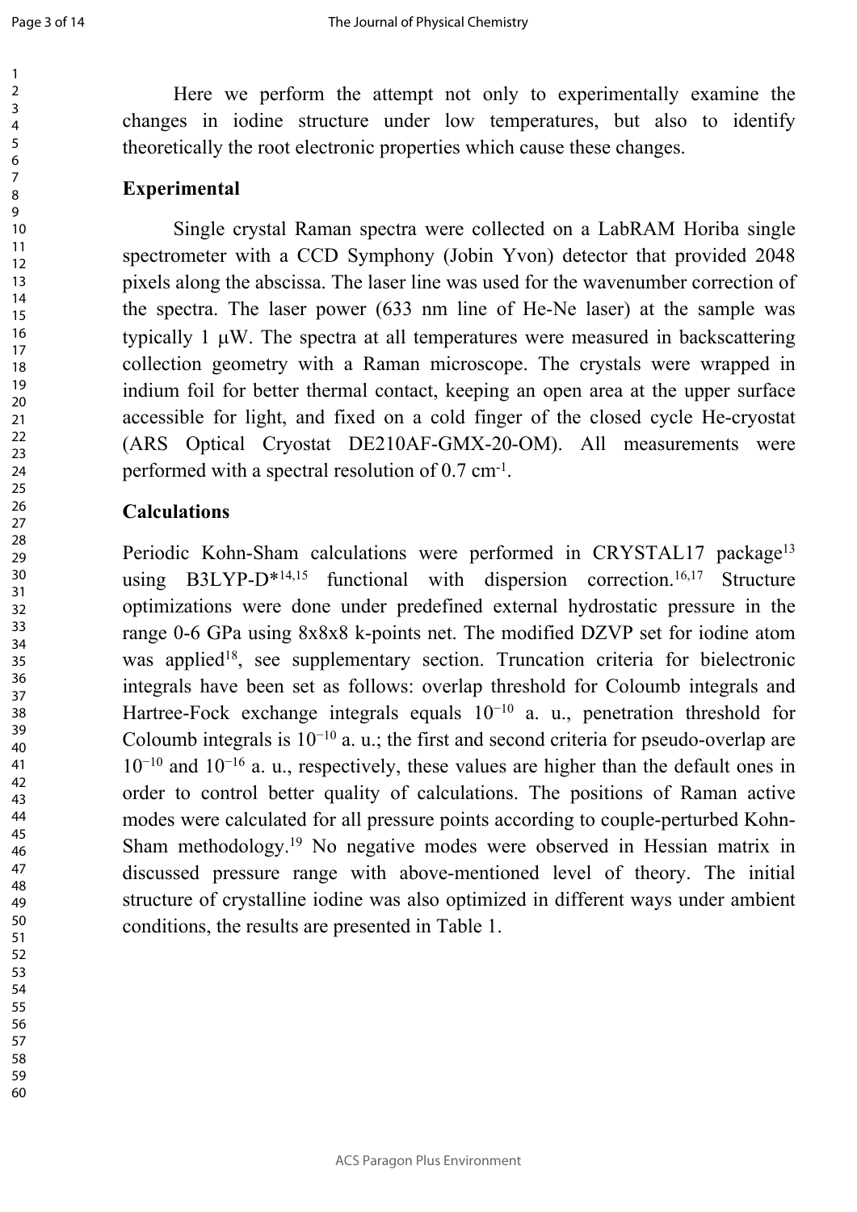Here we perform the attempt not only to experimentally examine the changes in iodine structure under low temperatures, but also to identify theoretically the root electronic properties which cause these changes.

## Experimental

Single crystal Raman spectra were collected on a LabRAM Horiba single spectrometer with a CCD Symphony (Jobin Yvon) detector that provided 2048 pixels along the abscissa. The laser line was used for the wavenumber correction of the spectra. The laser power (633 nm line of He-Ne laser) at the sample was typically 1 μW. The spectra at all temperatures were measured in backscattering collection geometry with a Raman microscope. The crystals were wrapped in indium foil for better thermal contact, keeping an open area at the upper surface accessible for light, and fixed on a cold finger of the closed cycle He-cryostat (ARS Optical Cryostat DE210AF-GMX-20-OM). All measurements were performed with a spectral resolution of 0.7 $cm^{-1}$.

## Calculations

Periodic Kohn-Sham calculations were performed in CRYSTAL17 package[13] using B3LYP-D*[14,15] functional with dispersion correction.[16,17] Structure optimizations were done under predefined external hydrostatic pressure in the range 0-6 GPa using 8x8x8 k-points net. The modified DZVP set for iodine atom was applied[18], see supplementary section. Truncation criteria for bielectronic integrals have been set as follows: overlap threshold for Coloumb integrals and Hartree-Fock exchange integrals equals $10^{-10}$ a. u., penetration threshold for Coloumb integrals is $10^{-10}$ a. u.; the first and second criteria for pseudo-overlap are $10^{-10}$ and $10^{-16}$ a. u., respectively, these values are higher than the default ones in order to control better quality of calculations. The positions of Raman active modes were calculated for all pressure points according to couple-perturbed Kohn-Sham methodology.[19] No negative modes were observed in Hessian matrix in discussed pressure range with above-mentioned level of theory. The initial structure of crystalline iodine was also optimized in different ways under ambient conditions, the results are presented in Table 1.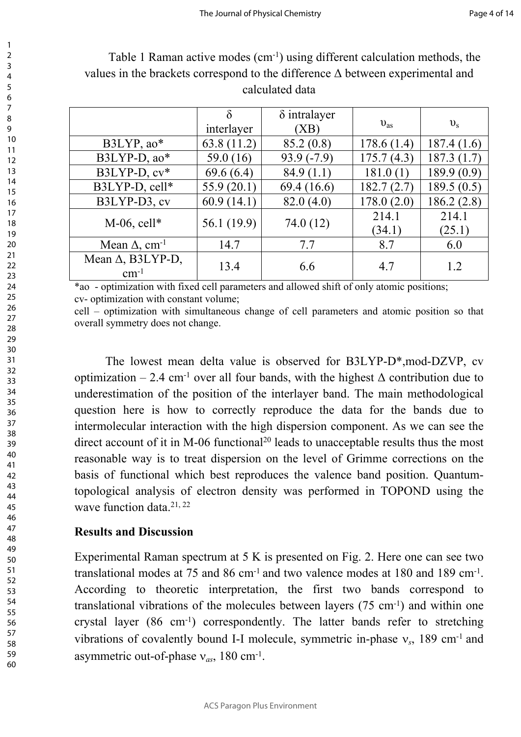Table 1 Raman active modes ($cm^{-1}$) using different calculation methods, the values in the brackets correspond to the difference Δ between experimental and calculated data

| | δ interlayer | δ intralayer (XB) | $\upsilon_{as}$ | $\upsilon_{s}$ |
|---|---|---|---|---|
| B3LYP, ao* | 63.8 (11.2) | 85.2 (0.8) | 178.6 (1.4) | 187.4 (1.6) |
| B3LYP-D, ao* | 59.0 (16) | 93.9 (-7.9) | 175.7 (4.3) | 187.3 (1.7) |
| B3LYP-D, cv* | 69.6 (6.4) | 84.9 (1.1) | 181.0 (1) | 189.9 (0.9) |
| B3LYP-D, cell* | 55.9 (20.1) | 69.4 (16.6) | 182.7 (2.7) | 189.5 (0.5) |
| B3LYP-D3, cv | 60.9 (14.1) | 82.0 (4.0) | 178.0 (2.0) | 186.2 (2.8) |
| M-06, cell* | 56.1 (19.9) | 74.0 (12) | 214.1 (34.1) | 214.1 (25.1) |
| Mean Δ, $cm^{-1}$ | 14.7 | 7.7 | 8.7 | 6.0 |
| Mean Δ, B3LYP-D, $cm^{-1}$ | 13.4 | 6.6 | 4.7 | 1.2 |

*ao - optimization with fixed cell parameters and allowed shift of only atomic positions;
cv- optimization with constant volume;
cell – optimization with simultaneous change of cell parameters and atomic position so that overall symmetry does not change.

The lowest mean delta value is observed for B3LYP-D*,mod-DZVP, cv optimization – 2.4 $cm^{-1}$ over all four bands, with the highest Δ contribution due to underestimation of the position of the interlayer band. The main methodological question here is how to correctly reproduce the data for the bands due to intermolecular interaction with the high dispersion component. As we can see the direct account of it in M-06 functional[20] leads to unacceptable results thus the most reasonable way is to treat dispersion on the level of Grimme corrections on the basis of functional which best reproduces the valence band position. Quantum-topological analysis of electron density was performed in TOPOND using the wave function data.[21, 22]

## Results and Discussion

Experimental Raman spectrum at 5 K is presented on Fig. 2. Here one can see two translational modes at 75 and 86 $cm^{-1}$ and two valence modes at 180 and 189 $cm^{-1}$. According to theoretic interpretation, the first two bands correspond to translational vibrations of the molecules between layers (75 $cm^{-1}$) and within one crystal layer (86 $cm^{-1}$) correspondently. The latter bands refer to stretching vibrations of covalently bound I-I molecule, symmetric in-phase $\nu_s$, 189 $cm^{-1}$ and asymmetric out-of-phase $\nu_{as}$, 180 $cm^{-1}$.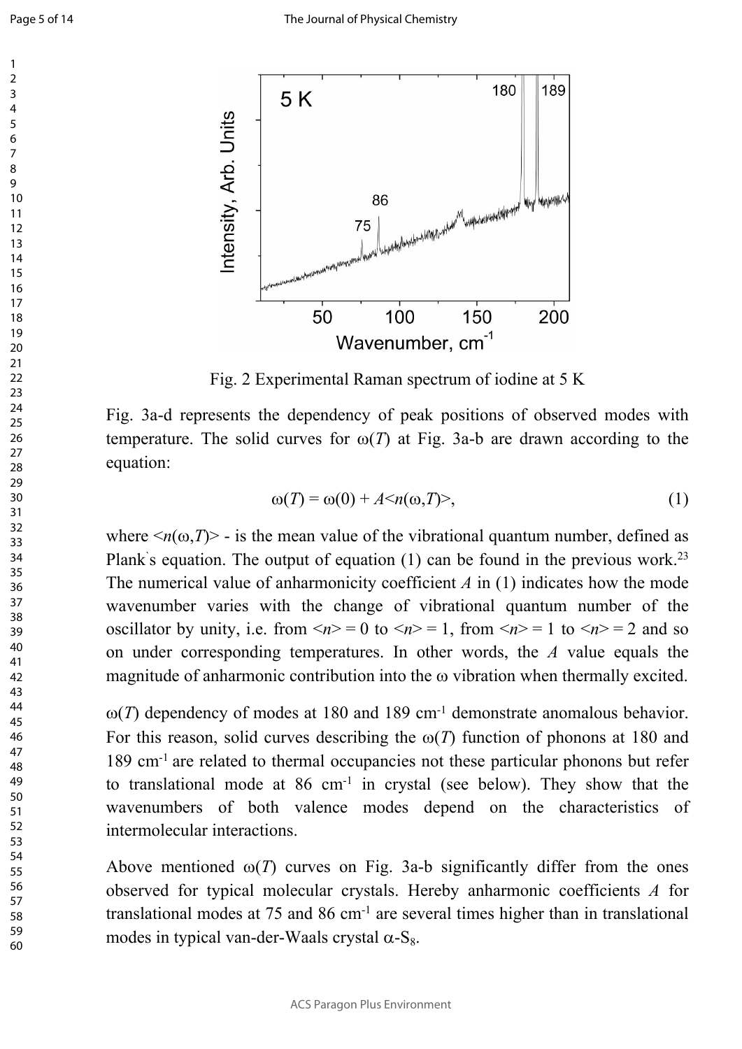Fig. 2 Experimental Raman spectrum of iodine at 5 K

Fig. 3a-d represents the dependency of peak positions of observed modes with temperature. The solid curves for $\omega(T)$ at Fig. 3a-b are drawn according to the equation:

$$\omega(T) = \omega(0) + A\langle n(\omega,T)\rangle, \qquad (1)$$

where $\langle n(\omega,T)\rangle$ - is the mean value of the vibrational quantum number, defined as Plank`s equation. The output of equation (1) can be found in the previous work.[23] The numerical value of anharmonicity coefficient $A$ in (1) indicates how the mode wavenumber varies with the change of vibrational quantum number of the oscillator by unity, i.e. from $\langle n\rangle = 0$ to $\langle n\rangle = 1$, from $\langle n\rangle = 1$ to $\langle n\rangle = 2$ and so on under corresponding temperatures. In other words, the $A$ value equals the magnitude of anharmonic contribution into the $\omega$ vibration when thermally excited.

$\omega(T)$ dependency of modes at 180 and 189 cm$^{-1}$ demonstrate anomalous behavior. For this reason, solid curves describing the $\omega(T)$ function of phonons at 180 and 189 cm$^{-1}$ are related to thermal occupancies not these particular phonons but refer to translational mode at 86 cm$^{-1}$ in crystal (see below). They show that the wavenumbers of both valence modes depend on the characteristics of intermolecular interactions.

Above mentioned $\omega(T)$ curves on Fig. 3a-b significantly differ from the ones observed for typical molecular crystals. Hereby anharmonic coefficients $A$ for translational modes at 75 and 86 cm$^{-1}$ are several times higher than in translational modes in typical van-der-Waals crystal $\alpha$-$S_8$.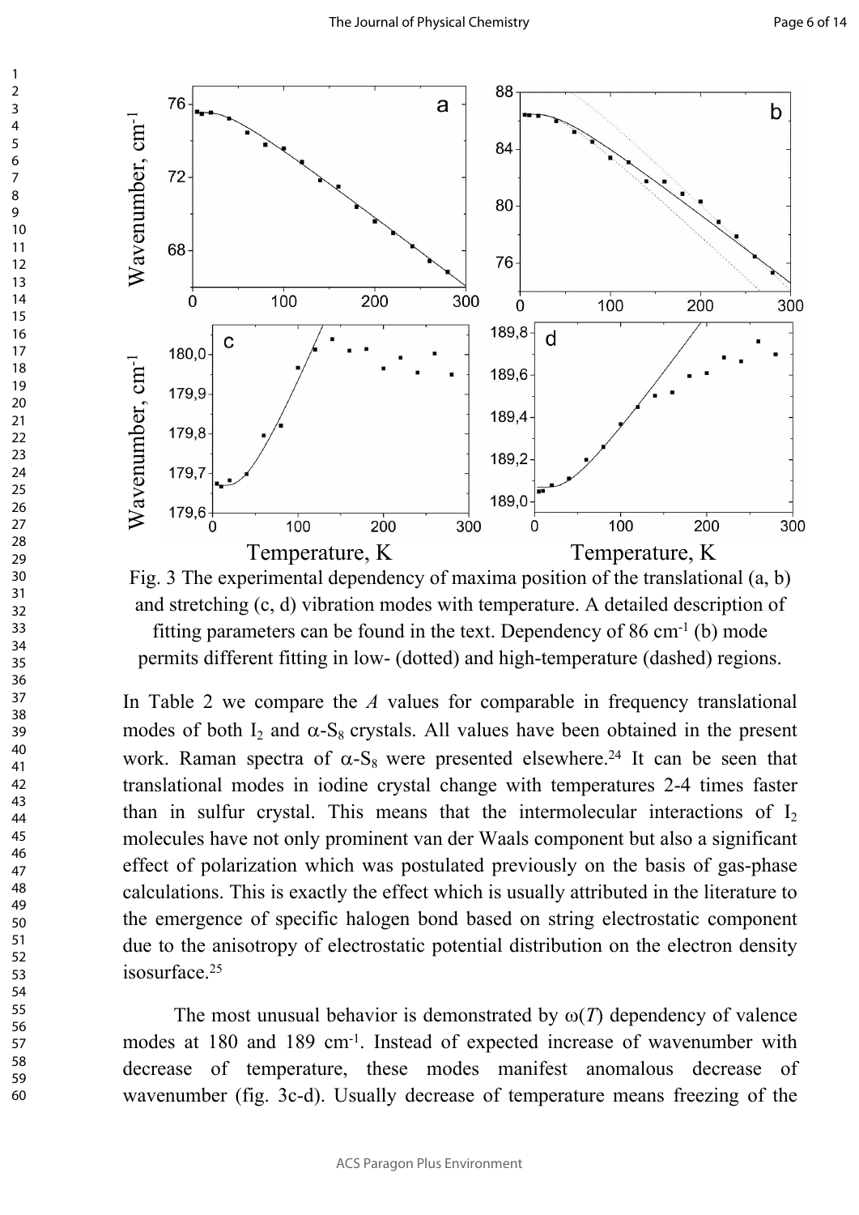Fig. 3 The experimental dependency of maxima position of the translational (a, b) and stretching (c, d) vibration modes with temperature. A detailed description of fitting parameters can be found in the text. Dependency of 86 cm$^{-1}$ (b) mode permits different fitting in low- (dotted) and high-temperature (dashed) regions.

In Table 2 we compare the $A$ values for comparable in frequency translational modes of both $I_2$ and $\alpha$-$S_8$ crystals. All values have been obtained in the present work. Raman spectra of $\alpha$-$S_8$ were presented elsewhere.[24] It can be seen that translational modes in iodine crystal change with temperatures 2-4 times faster than in sulfur crystal. This means that the intermolecular interactions of $I_2$ molecules have not only prominent van der Waals component but also a significant effect of polarization which was postulated previously on the basis of gas-phase calculations. This is exactly the effect which is usually attributed in the literature to the emergence of specific halogen bond based on string electrostatic component due to the anisotropy of electrostatic potential distribution on the electron density isosurface.[25]

The most unusual behavior is demonstrated by $\omega(T)$ dependency of valence modes at 180 and 189 cm$^{-1}$. Instead of expected increase of wavenumber with decrease of temperature, these modes manifest anomalous decrease of wavenumber (fig. 3c-d). Usually decrease of temperature means freezing of the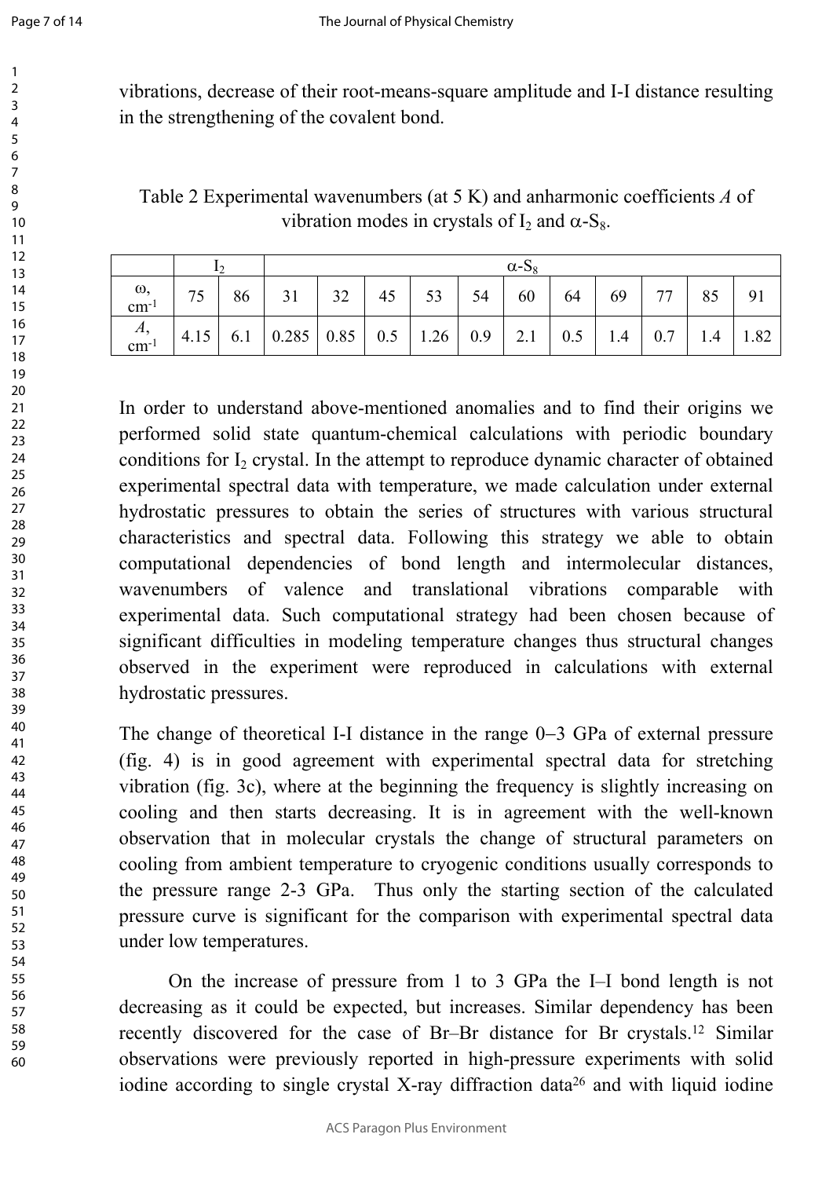vibrations, decrease of their root-means-square amplitude and I-I distance resulting in the strengthening of the covalent bond.

Table 2 Experimental wavenumbers (at 5 K) and anharmonic coefficients *A* of vibration modes in crystals of $I_2$ and $\alpha$-$S_8$.

| | $I_2$ | | $\alpha$-$S_8$ | | | | | | | | | | |
|---|---|---|---|---|---|---|---|---|---|---|---|---|---|
| $\omega$, $cm^{-1}$ | 75 | 86 | 31 | 32 | 45 | 53 | 54 | 60 | 64 | 69 | 77 | 85 | 91 |
| $A$, $cm^{-1}$ | 4.15 | 6.1 | 0.285 | 0.85 | 0.5 | 1.26 | 0.9 | 2.1 | 0.5 | 1.4 | 0.7 | 1.4 | 1.82 |

In order to understand above-mentioned anomalies and to find their origins we performed solid state quantum-chemical calculations with periodic boundary conditions for $I_2$ crystal. In the attempt to reproduce dynamic character of obtained experimental spectral data with temperature, we made calculation under external hydrostatic pressures to obtain the series of structures with various structural characteristics and spectral data. Following this strategy we able to obtain computational dependencies of bond length and intermolecular distances, wavenumbers of valence and translational vibrations comparable with experimental data. Such computational strategy had been chosen because of significant difficulties in modeling temperature changes thus structural changes observed in the experiment were reproduced in calculations with external hydrostatic pressures.

The change of theoretical I-I distance in the range 0–3 GPa of external pressure (fig. 4) is in good agreement with experimental spectral data for stretching vibration (fig. 3c), where at the beginning the frequency is slightly increasing on cooling and then starts decreasing. It is in agreement with the well-known observation that in molecular crystals the change of structural parameters on cooling from ambient temperature to cryogenic conditions usually corresponds to the pressure range 2-3 GPa. Thus only the starting section of the calculated pressure curve is significant for the comparison with experimental spectral data under low temperatures.

On the increase of pressure from 1 to 3 GPa the I–I bond length is not decreasing as it could be expected, but increases. Similar dependency has been recently discovered for the case of Br–Br distance for Br crystals.[12] Similar observations were previously reported in high-pressure experiments with solid iodine according to single crystal X-ray diffraction data[26] and with liquid iodine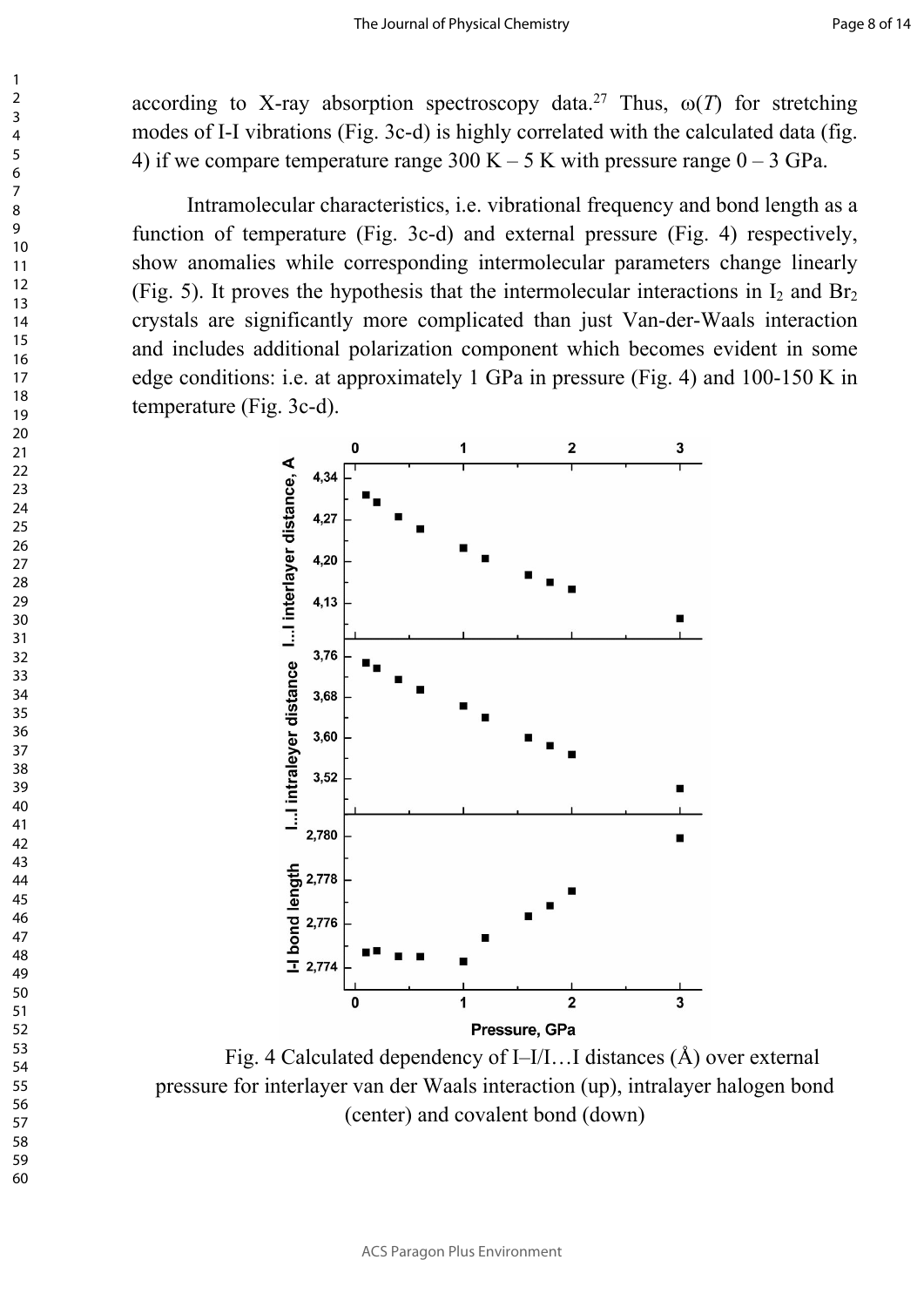according to X-ray absorption spectroscopy data.[27] Thus, $\omega(T)$ for stretching modes of I-I vibrations (Fig. 3c-d) is highly correlated with the calculated data (fig. 4) if we compare temperature range 300 K – 5 K with pressure range 0 – 3 GPa.

Intramolecular characteristics, i.e. vibrational frequency and bond length as a function of temperature (Fig. 3c-d) and external pressure (Fig. 4) respectively, show anomalies while corresponding intermolecular parameters change linearly (Fig. 5). It proves the hypothesis that the intermolecular interactions in $I_2$ and $Br_2$ crystals are significantly more complicated than just Van-der-Waals interaction and includes additional polarization component which becomes evident in some edge conditions: i.e. at approximately 1 GPa in pressure (Fig. 4) and 100-150 K in temperature (Fig. 3c-d).

Fig. 4 Calculated dependency of I–I/I…I distances (Å) over external pressure for interlayer van der Waals interaction (up), intralayer halogen bond (center) and covalent bond (down)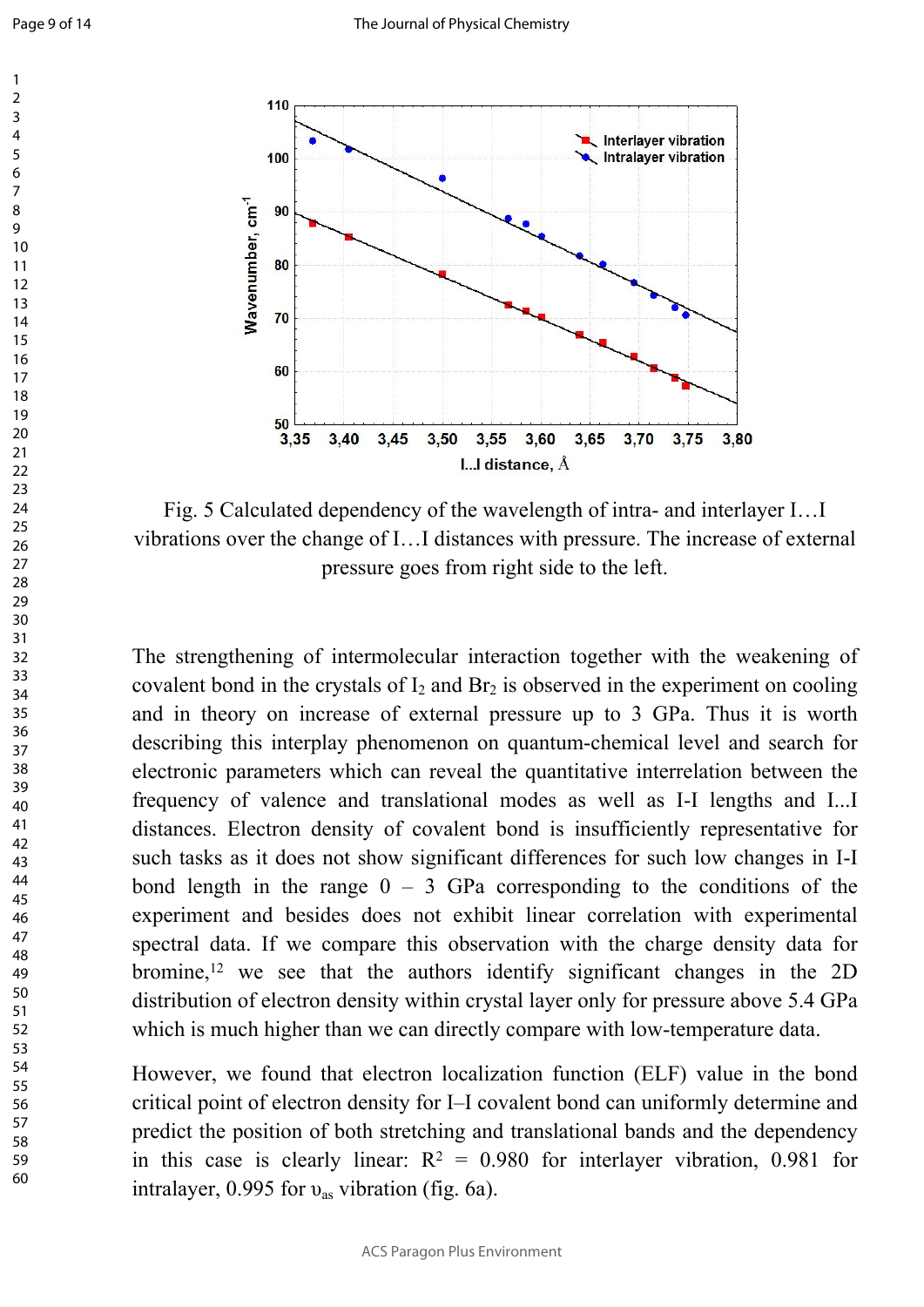Fig. 5 Calculated dependency of the wavelength of intra- and interlayer I…I vibrations over the change of I…I distances with pressure. The increase of external pressure goes from right side to the left.

The strengthening of intermolecular interaction together with the weakening of covalent bond in the crystals of $I_2$ and $Br_2$ is observed in the experiment on cooling and in theory on increase of external pressure up to 3 GPa. Thus it is worth describing this interplay phenomenon on quantum-chemical level and search for electronic parameters which can reveal the quantitative interrelation between the frequency of valence and translational modes as well as I-I lengths and I...I distances. Electron density of covalent bond is insufficiently representative for such tasks as it does not show significant differences for such low changes in I-I bond length in the range 0 – 3 GPa corresponding to the conditions of the experiment and besides does not exhibit linear correlation with experimental spectral data. If we compare this observation with the charge density data for bromine,[12] we see that the authors identify significant changes in the 2D distribution of electron density within crystal layer only for pressure above 5.4 GPa which is much higher than we can directly compare with low-temperature data.

However, we found that electron localization function (ELF) value in the bond critical point of electron density for I–I covalent bond can uniformly determine and predict the position of both stretching and translational bands and the dependency in this case is clearly linear: $R^2$ = 0.980 for interlayer vibration, 0.981 for intralayer, 0.995 for $\upsilon_{as}$ vibration (fig. 6a).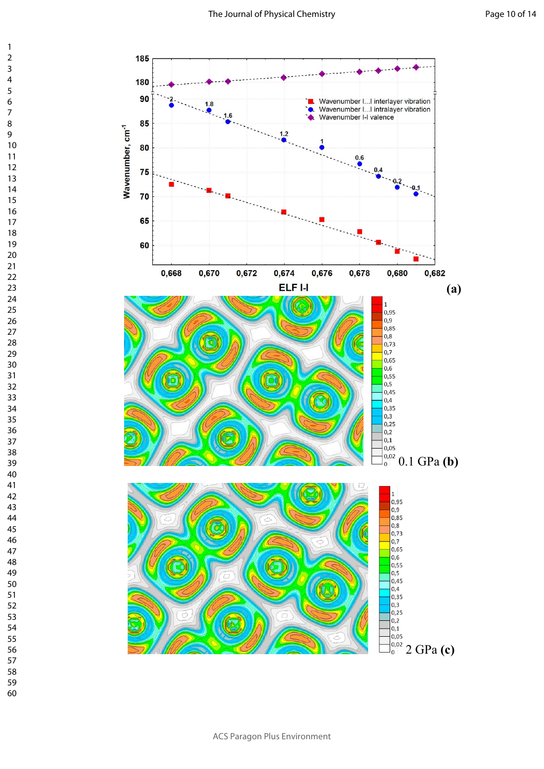(a)

0.1 GPa (b)

2 GPa (c)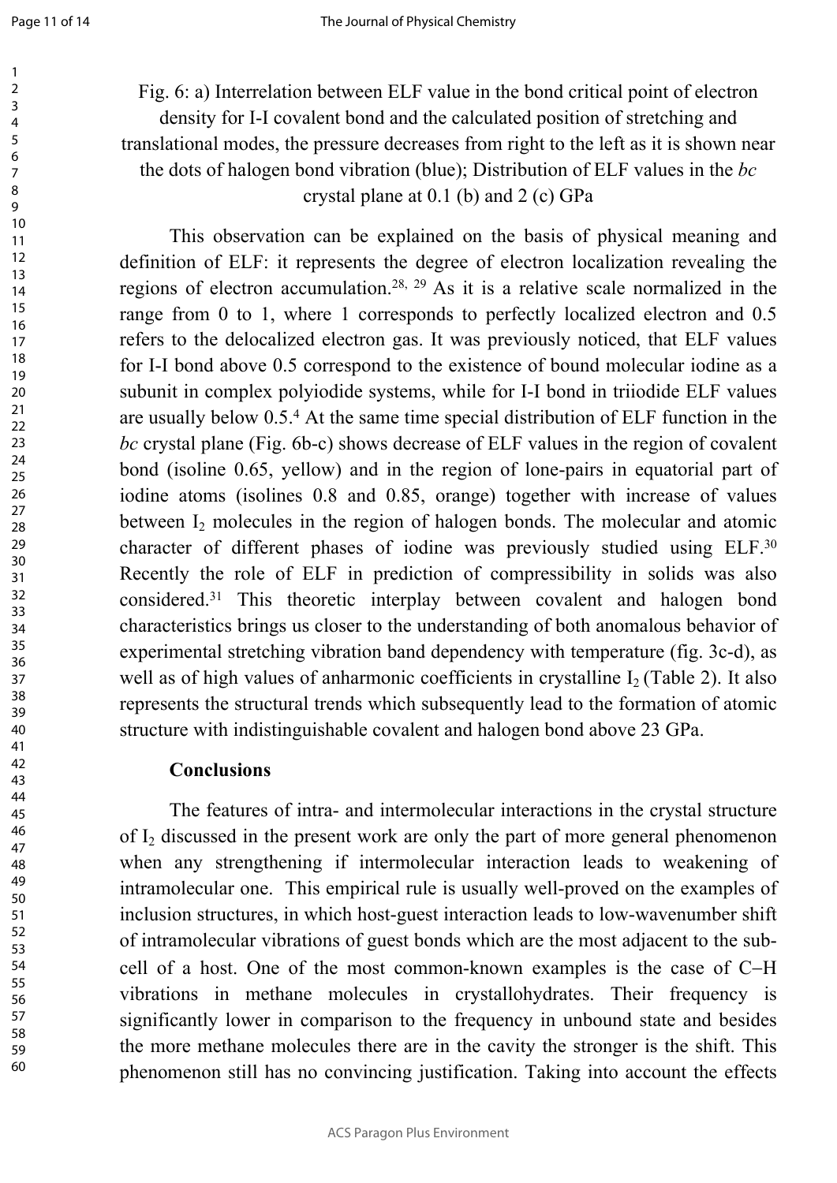Fig. 6: a) Interrelation between ELF value in the bond critical point of electron density for I-I covalent bond and the calculated position of stretching and translational modes, the pressure decreases from right to the left as it is shown near the dots of halogen bond vibration (blue); Distribution of ELF values in the *bc* crystal plane at 0.1 (b) and 2 (c) GPa

This observation can be explained on the basis of physical meaning and definition of ELF: it represents the degree of electron localization revealing the regions of electron accumulation.[28, 29] As it is a relative scale normalized in the range from 0 to 1, where 1 corresponds to perfectly localized electron and 0.5 refers to the delocalized electron gas. It was previously noticed, that ELF values for I-I bond above 0.5 correspond to the existence of bound molecular iodine as a subunit in complex polyiodide systems, while for I-I bond in triiodide ELF values are usually below 0.5.[4] At the same time special distribution of ELF function in the *bc* crystal plane (Fig. 6b-c) shows decrease of ELF values in the region of covalent bond (isoline 0.65, yellow) and in the region of lone-pairs in equatorial part of iodine atoms (isolines 0.8 and 0.85, orange) together with increase of values between $I_2$ molecules in the region of halogen bonds. The molecular and atomic character of different phases of iodine was previously studied using ELF.[30] Recently the role of ELF in prediction of compressibility in solids was also considered.[31] This theoretic interplay between covalent and halogen bond characteristics brings us closer to the understanding of both anomalous behavior of experimental stretching vibration band dependency with temperature (fig. 3c-d), as well as of high values of anharmonic coefficients in crystalline $I_2$ (Table 2). It also represents the structural trends which subsequently lead to the formation of atomic structure with indistinguishable covalent and halogen bond above 23 GPa.

## Conclusions

The features of intra- and intermolecular interactions in the crystal structure of $I_2$ discussed in the present work are only the part of more general phenomenon when any strengthening if intermolecular interaction leads to weakening of intramolecular one. This empirical rule is usually well-proved on the examples of inclusion structures, in which host-guest interaction leads to low-wavenumber shift of intramolecular vibrations of guest bonds which are the most adjacent to the sub-cell of a host. One of the most common-known examples is the case of C–H vibrations in methane molecules in crystallohydrates. Their frequency is significantly lower in comparison to the frequency in unbound state and besides the more methane molecules there are in the cavity the stronger is the shift. This phenomenon still has no convincing justification. Taking into account the effects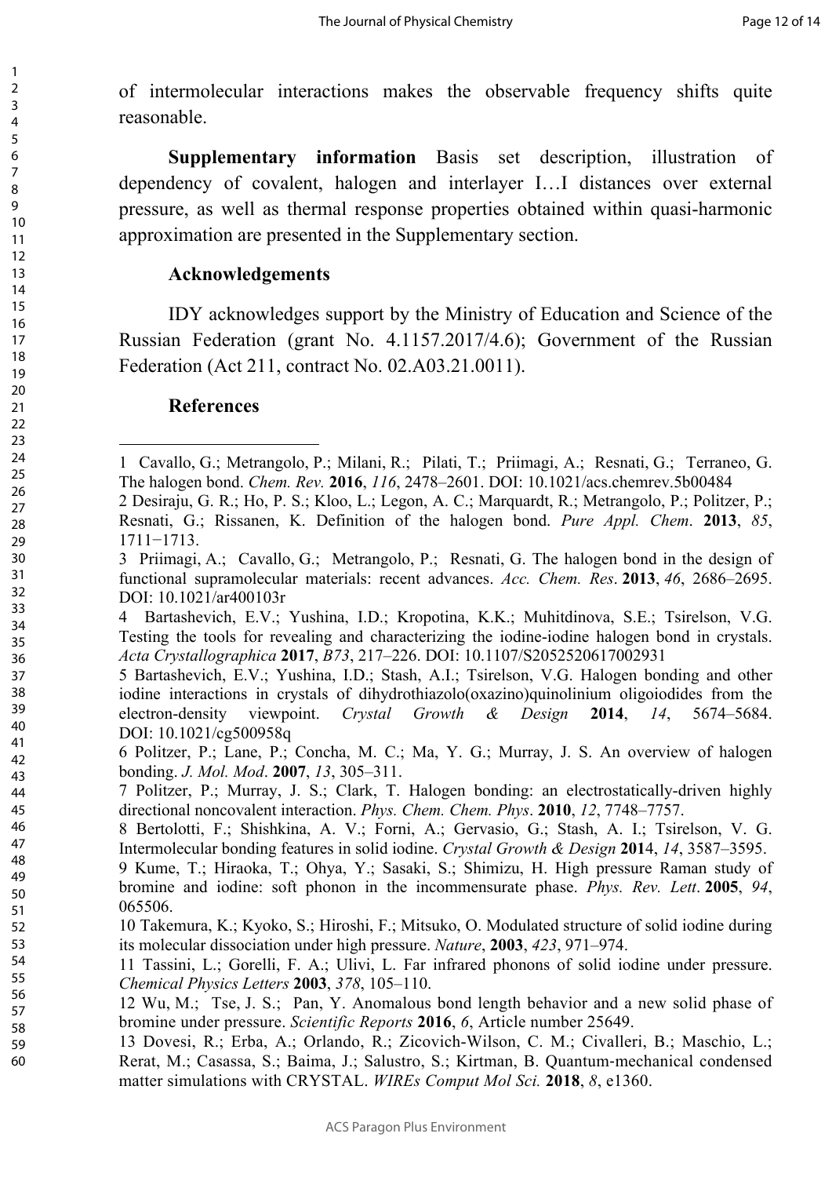of intermolecular interactions makes the observable frequency shifts quite reasonable.

**Supplementary information** Basis set description, illustration of dependency of covalent, halogen and interlayer I…I distances over external pressure, as well as thermal response properties obtained within quasi-harmonic approximation are presented in the Supplementary section.

**Acknowledgements**

IDY acknowledges support by the Ministry of Education and Science of the Russian Federation (grant No. 4.1157.2017/4.6); Government of the Russian Federation (Act 211, contract No. 02.A03.21.0011).

**References**

1 Cavallo, G.; Metrangolo, P.; Milani, R.; Pilati, T.; Priimagi, A.; Resnati, G.; Terraneo, G. The halogen bond. *Chem. Rev.* **2016**, *116*, 2478–2601. DOI: 10.1021/acs.chemrev.5b00484

2 Desiraju, G. R.; Ho, P. S.; Kloo, L.; Legon, A. C.; Marquardt, R.; Metrangolo, P.; Politzer, P.; Resnati, G.; Rissanen, K. Definition of the halogen bond. *Pure Appl. Chem*. **2013**, *85*, 1711−1713.

3 Priimagi, A.; Cavallo, G.; Metrangolo, P.; Resnati, G. The halogen bond in the design of functional supramolecular materials: recent advances. *Acc. Chem. Res*. **2013**, *46*, 2686–2695. DOI: 10.1021/ar400103r

4 Bartashevich, E.V.; Yushina, I.D.; Kropotina, K.K.; Muhitdinova, S.E.; Tsirelson, V.G. Testing the tools for revealing and characterizing the iodine-iodine halogen bond in crystals. *Acta Crystallographica* **2017**, *B73*, 217–226. DOI: 10.1107/S2052520617002931

5 Bartashevich, E.V.; Yushina, I.D.; Stash, A.I.; Tsirelson, V.G. Halogen bonding and other iodine interactions in crystals of dihydrothiazolo(oxazino)quinolinium oligoiodides from the electron-density viewpoint. *Crystal Growth & Design* **2014**, *14*, 5674–5684. DOI: 10.1021/cg500958q

6 Politzer, P.; Lane, P.; Concha, M. C.; Ma, Y. G.; Murray, J. S. An overview of halogen bonding. *J. Mol. Mod*. **2007**, *13*, 305–311.

7 Politzer, P.; Murray, J. S.; Clark, T. Halogen bonding: an electrostatically-driven highly directional noncovalent interaction. *Phys. Chem. Chem. Phys*. **2010**, *12*, 7748–7757.

8 Bertolotti, F.; Shishkina, A. V.; Forni, A.; Gervasio, G.; Stash, A. I.; Tsirelson, V. G. Intermolecular bonding features in solid iodine. *Crystal Growth & Design* **2014**, *14*, 3587–3595.

9 Kume, T.; Hiraoka, T.; Ohya, Y.; Sasaki, S.; Shimizu, H. High pressure Raman study of bromine and iodine: soft phonon in the incommensurate phase. *Phys. Rev. Lett*. **2005**, *94*, 065506.

10 Takemura, K.; Kyoko, S.; Hiroshi, F.; Mitsuko, O. Modulated structure of solid iodine during its molecular dissociation under high pressure. *Nature*, **2003**, *423*, 971–974.

11 Tassini, L.; Gorelli, F. A.; Ulivi, L. Far infrared phonons of solid iodine under pressure. *Chemical Physics Letters* **2003**, *378*, 105–110.

12 Wu, M.; Tse, J. S.; Pan, Y. Anomalous bond length behavior and a new solid phase of bromine under pressure. *Scientific Reports* **2016**, *6*, Article number 25649.

13 Dovesi, R.; Erba, A.; Orlando, R.; Zicovich-Wilson, C. M.; Civalleri, B.; Maschio, L.; Rerat, M.; Casassa, S.; Baima, J.; Salustro, S.; Kirtman, B. Quantum-mechanical condensed matter simulations with CRYSTAL. *WIREs Comput Mol Sci.* **2018**, *8*, e1360.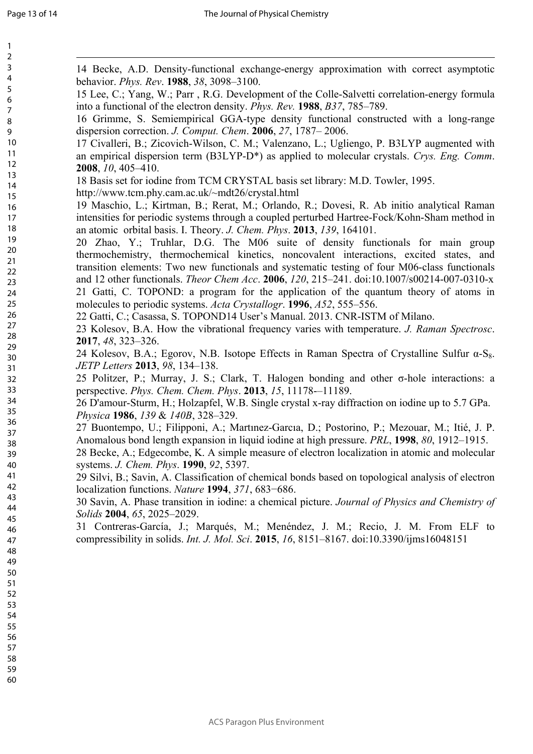14 Becke, A.D. Density-functional exchange-energy approximation with correct asymptotic behavior. *Phys. Rev*. **1988**, *38*, 3098–3100.

15 Lee, C.; Yang, W.; Parr , R.G. Development of the Colle-Salvetti correlation-energy formula into a functional of the electron density. *Phys. Rev.* **1988**, *B37*, 785–789.

16 Grimme, S. Semiempirical GGA-type density functional constructed with a long-range dispersion correction. *J. Comput. Chem*. **2006**, *27*, 1787– 2006.

17 Civalleri, B.; Zicovich-Wilson, C. M.; Valenzano, L.; Ugliengo, P. B3LYP augmented with an empirical dispersion term (B3LYP-D*) as applied to molecular crystals. *Crys. Eng. Comm*. **2008**, *10*, 405–410.

18 Basis set for iodine from TCM CRYSTAL basis set library: M.D. Towler, 1995. http://www.tcm.phy.cam.ac.uk/~mdt26/crystal.html

19 Maschio, L.; Kirtman, B.; Rerat, M.; Orlando, R.; Dovesi, R. Ab initio analytical Raman intensities for periodic systems through a coupled perturbed Hartree-Fock/Kohn-Sham method in an atomic orbital basis. I. Theory. *J. Chem. Phys*. **2013**, *139*, 164101.

20 Zhao, Y.; Truhlar, D.G. The M06 suite of density functionals for main group thermochemistry, thermochemical kinetics, noncovalent interactions, excited states, and transition elements: Two new functionals and systematic testing of four M06-class functionals and 12 other functionals. *Theor Chem Acc*. **2006**, *120*, 215–241. doi:10.1007/s00214-007-0310-x

21 Gatti, C. TOPOND: a program for the application of the quantum theory of atoms in molecules to periodic systems. *Acta Crystallogr*. **1996**, *A52*, 555–556.

22 Gatti, C.; Casassa, S. TOPOND14 User's Manual. 2013. CNR-ISTM of Milano.

23 Kolesov, B.A. How the vibrational frequency varies with temperature. *J. Raman Spectrosc*. **2017**, *48*, 323–326.

24 Kolesov, B.A.; Egorov, N.B. Isotope Effects in Raman Spectra of Crystalline Sulfur α-$S_8$. *JETP Letters* **2013**, *98*, 134–138.

25 Politzer, P.; Murray, J. S.; Clark, T. Halogen bonding and other σ-hole interactions: a perspective. *Phys. Chem. Chem. Phys*. **2013**, *15*, 11178-–11189.

26 D'amour-Sturm, H.; Holzapfel, W.B. Single crystal x-ray diffraction on iodine up to 5.7 GPa. *Physica* **1986**, *139* & *140B*, 328–329.

27 Buontempo, U.; Filipponi, A.; Martınez-Garcıa, D.; Postorino, P.; Mezouar, M.; Itié, J. P. Anomalous bond length expansion in liquid iodine at high pressure. *PRL*, **1998**, *80*, 1912–1915.

28 Becke, A.; Edgecombe, K. A simple measure of electron localization in atomic and molecular systems. *J. Chem. Phys*. **1990**, *92*, 5397.

29 Silvi, B.; Savin, A. Classification of chemical bonds based on topological analysis of electron localization functions. *Nature* **1994**, *371*, 683−686.

30 Savin, A. Phase transition in iodine: a chemical picture. *Journal of Physics and Chemistry of Solids* **2004**, *65*, 2025–2029.

31 Contreras-García, J.; Marqués, M.; Menéndez, J. M.; Recio, J. M. From ELF to compressibility in solids. *Int. J. Mol. Sci*. **2015**, *16*, 8151–8167. doi:10.3390/ijms16048151